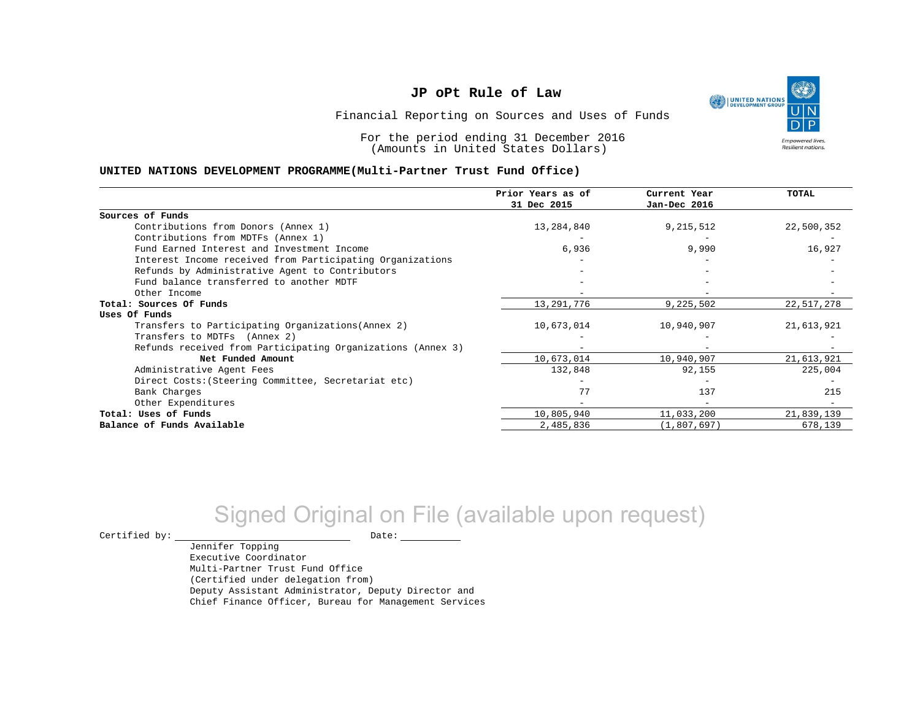# JP oPt Rule of Law

Financial Reporting on Sources and Uses of Funds

For the period ending 31 December 2016
(Amounts in United States Dollars)

## UNITED NATIONS DEVELOPMENT PROGRAMME(Multi-Partner Trust Fund Office)

| | Prior Years as of 31 Dec 2015 | Current Year Jan-Dec 2016 | TOTAL |
|---|---|---|---|
| **Sources of Funds** | | | |
| Contributions from Donors (Annex 1) | 13,284,840 | 9,215,512 | 22,500,352 |
| Contributions from MDTFs (Annex 1) | - | - | - |
| Fund Earned Interest and Investment Income | 6,936 | 9,990 | 16,927 |
| Interest Income received from Participating Organizations | - | - | - |
| Refunds by Administrative Agent to Contributors | - | - | - |
| Fund balance transferred to another MDTF | - | - | - |
| Other Income | - | - | - |
| **Total: Sources Of Funds** | 13,291,776 | 9,225,502 | 22,517,278 |
| **Uses Of Funds** | | | |
| Transfers to Participating Organizations(Annex 2) | 10,673,014 | 10,940,907 | 21,613,921 |
| Transfers to MDTFs (Annex 2) | - | - | - |
| Refunds received from Participating Organizations (Annex 3) | - | - | - |
| **Net Funded Amount** | 10,673,014 | 10,940,907 | 21,613,921 |
| Administrative Agent Fees | 132,848 | 92,155 | 225,004 |
| Direct Costs:(Steering Committee, Secretariat etc) | - | - | - |
| Bank Charges | 77 | 137 | 215 |
| Other Expenditures | - | - | - |
| **Total: Uses of Funds** | 10,805,940 | 11,033,200 | 21,839,139 |
| **Balance of Funds Available** | 2,485,836 | (1,807,697) | 678,139 |

Signed Original on File (available upon request)

Certified by: ______________________ Date: __________

Jennifer Topping
Executive Coordinator
Multi-Partner Trust Fund Office
(Certified under delegation from)
Deputy Assistant Administrator, Deputy Director and
Chief Finance Officer, Bureau for Management Services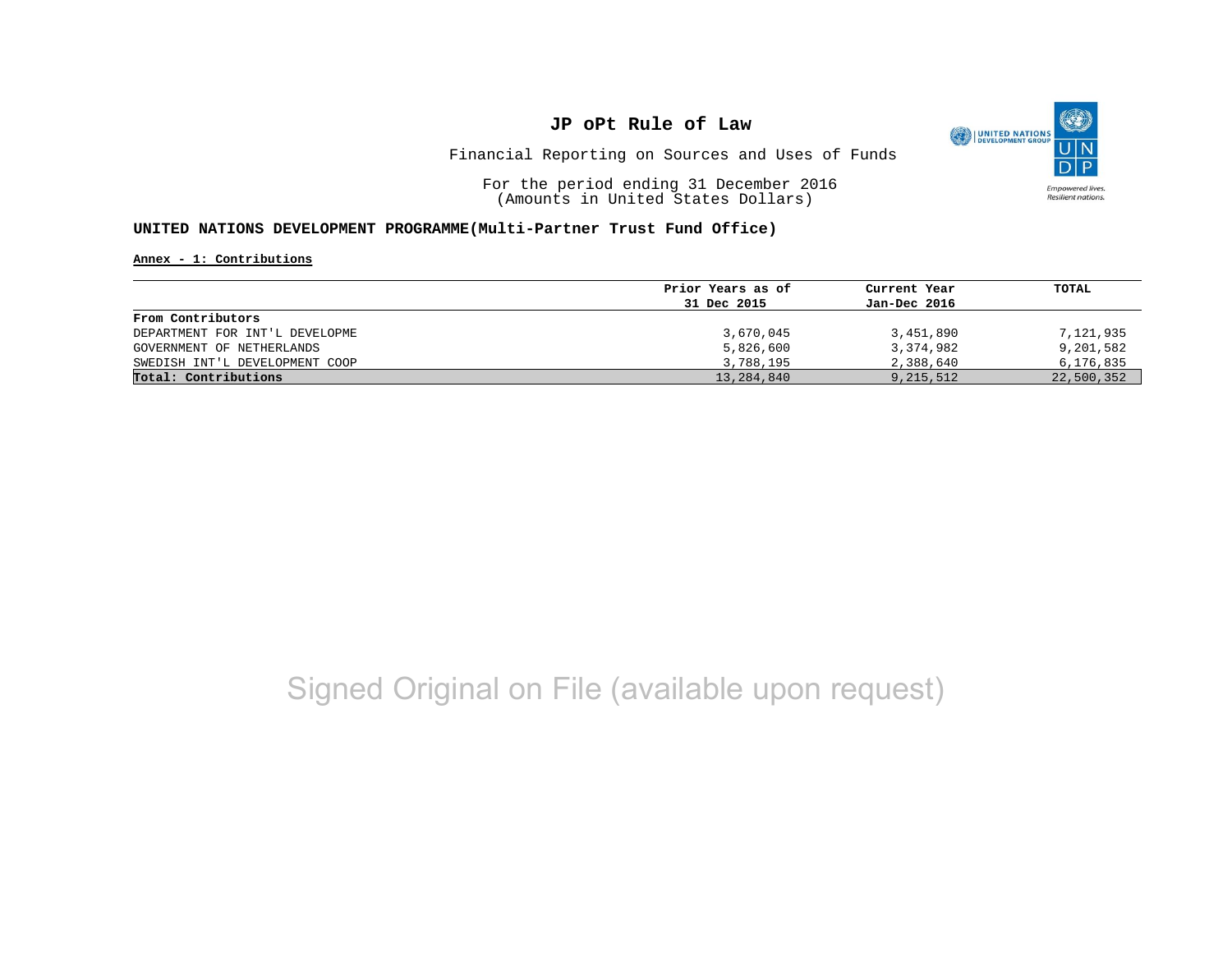# JP oPt Rule of Law

Financial Reporting on Sources and Uses of Funds

For the period ending 31 December 2016
(Amounts in United States Dollars)

**UNITED NATIONS DEVELOPMENT PROGRAMME(Multi-Partner Trust Fund Office)**

**Annex - 1: Contributions**

| | Prior Years as of 31 Dec 2015 | Current Year Jan-Dec 2016 | TOTAL |
|---|---|---|---|
| **From Contributors** | | | |
| DEPARTMENT FOR INT'L DEVELOPME | 3,670,045 | 3,451,890 | 7,121,935 |
| GOVERNMENT OF NETHERLANDS | 5,826,600 | 3,374,982 | 9,201,582 |
| SWEDISH INT'L DEVELOPMENT COOP | 3,788,195 | 2,388,640 | 6,176,835 |
| **Total: Contributions** | 13,284,840 | 9,215,512 | 22,500,352 |

Signed Original on File (available upon request)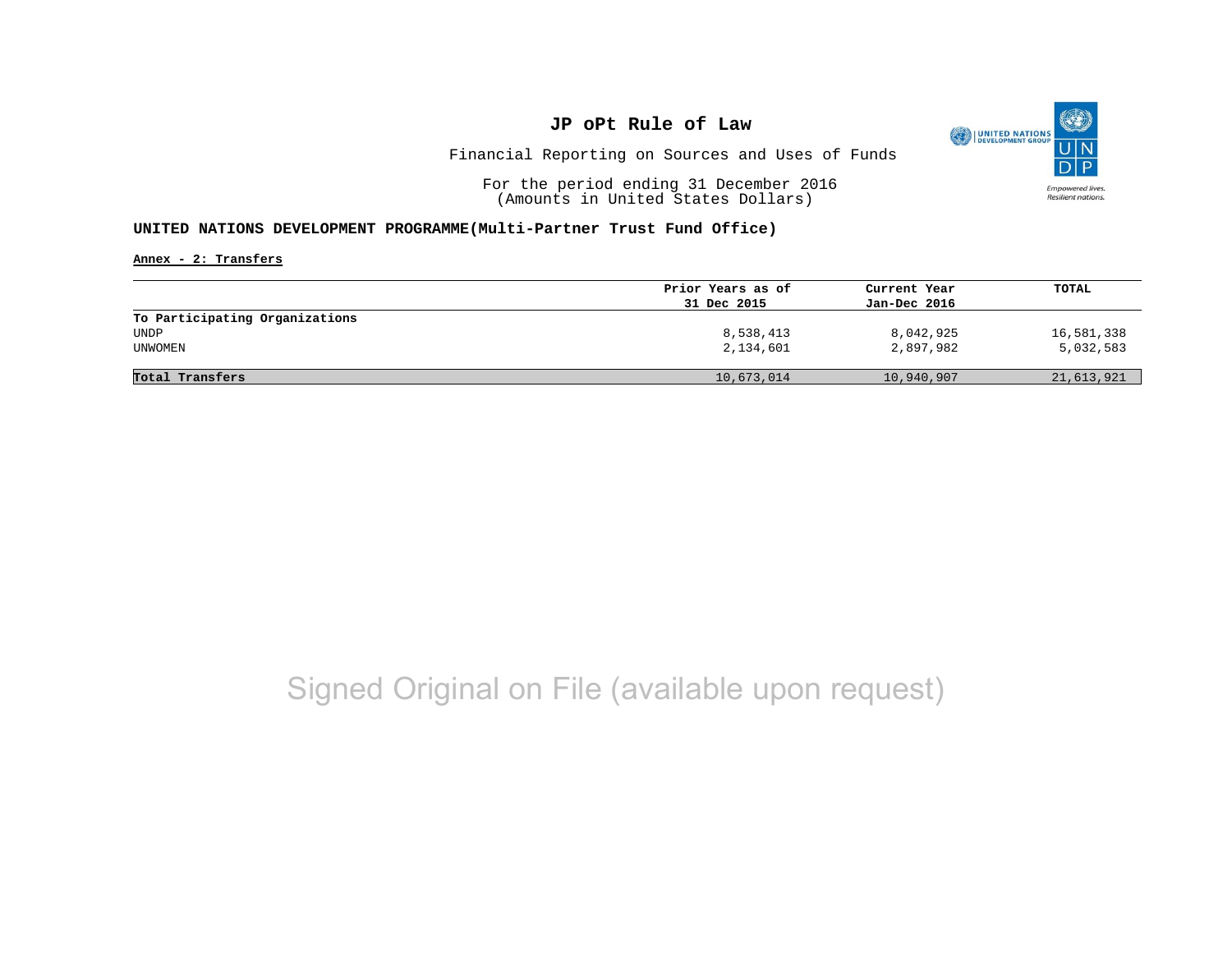# JP oPt Rule of Law

Financial Reporting on Sources and Uses of Funds

For the period ending 31 December 2016
(Amounts in United States Dollars)

## UNITED NATIONS DEVELOPMENT PROGRAMME(Multi-Partner Trust Fund Office)

**Annex - 2: Transfers**

| | Prior Years as of 31 Dec 2015 | Current Year Jan-Dec 2016 | TOTAL |
|---|---|---|---|
| **To Participating Organizations** | | | |
| UNDP | 8,538,413 | 8,042,925 | 16,581,338 |
| UNWOMEN | 2,134,601 | 2,897,982 | 5,032,583 |
| **Total Transfers** | 10,673,014 | 10,940,907 | 21,613,921 |

Signed Original on File (available upon request)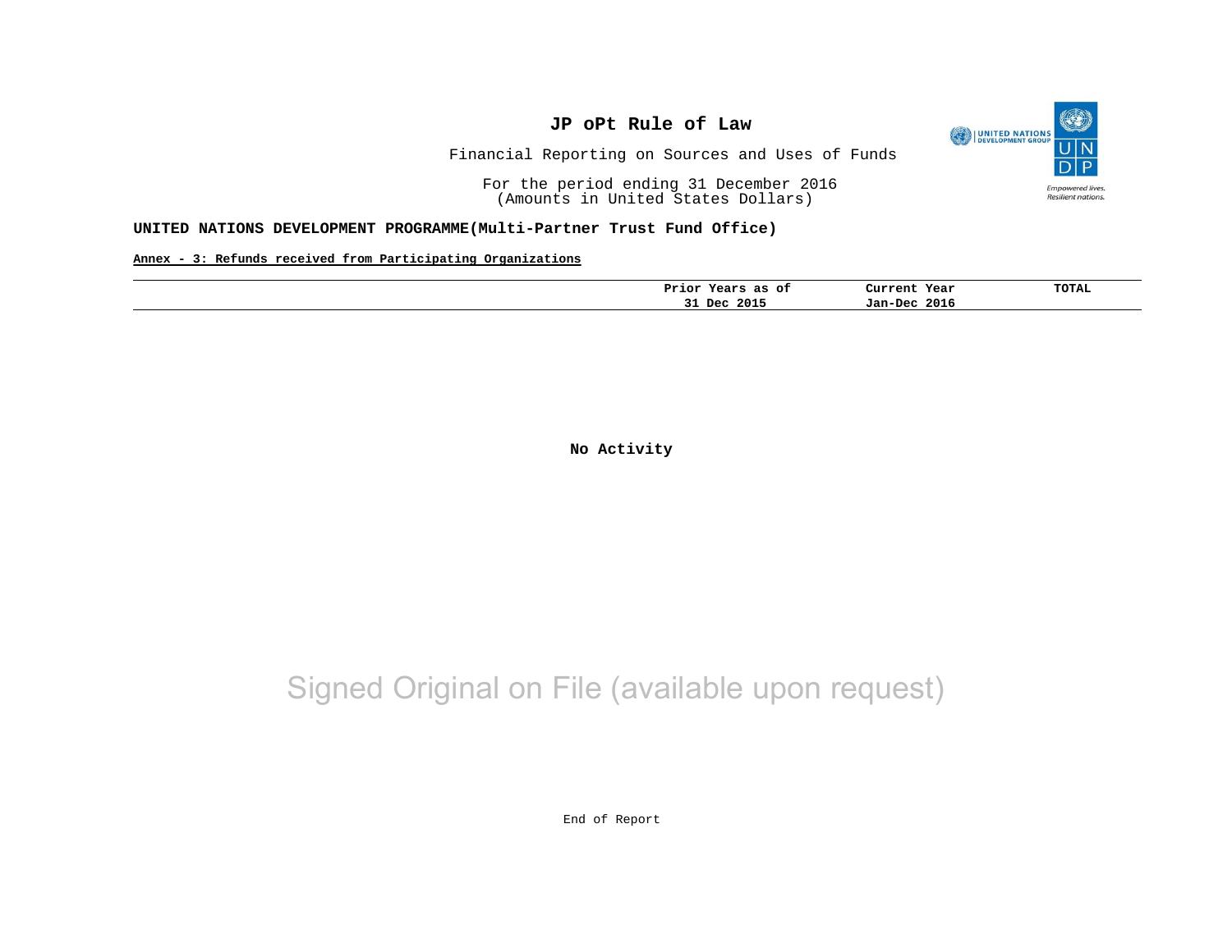# JP oPt Rule of Law

Financial Reporting on Sources and Uses of Funds

For the period ending 31 December 2016
(Amounts in United States Dollars)

## UNITED NATIONS DEVELOPMENT PROGRAMME(Multi-Partner Trust Fund Office)

**Annex - 3: Refunds received from Participating Organizations**

| | Prior Years as of 31 Dec 2015 | Current Year Jan-Dec 2016 | TOTAL |
|---|---|---|---|

**No Activity**

Signed Original on File (available upon request)

End of Report